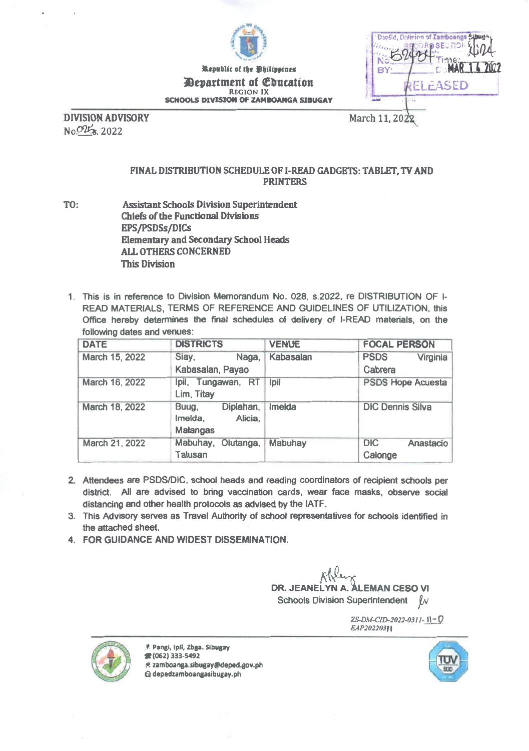Republic of the Philippines

**Department of Education**

REGION IX

SCHOOLS DIVISION OF ZAMBOANGA SIBUGAY

DepEd, Division of Zamboanga Sibugay RECORDS SECTION No. 52434 Time: 4:24 MAR 14 2022 RELEASED

**DIVISION ADVISORY**
No. 025, 2022

March 11, 2022

## FINAL DISTRIBUTION SCHEDULE OF I-READ GADGETS: TABLET, TV AND PRINTERS

**TO:** **Assistant Schools Division Superintendent**
**Chiefs of the Functional Divisions**
**EPS/PSDSs/DICs**
**Elementary and Secondary School Heads**
**ALL OTHERS CONCERNED**
**This Division**

1. This is in reference to Division Memorandum No. 028, s.2022, re DISTRIBUTION OF I-READ MATERIALS, TERMS OF REFERENCE AND GUIDELINES OF UTILIZATION, this Office hereby determines the final schedules of delivery of I-READ materials, on the following dates and venues:

| DATE | DISTRICTS | VENUE | FOCAL PERSON |
|---|---|---|---|
| March 15, 2022 | Siay, Naga, Kabasalan, Payao | Kabasalan | PSDS Virginia Cabrera |
| March 16, 2022 | Ipil, Tungawan, RT Lim, Titay | Ipil | PSDS Hope Acuesta |
| March 18, 2022 | Buug, Diplahan, Imelda, Alicia, Malangas | Imelda | DIC Dennis Silva |
| March 21, 2022 | Mabuhay, Olutanga, Talusan | Mabuhay | DIC Anastacio Calonge |

2. Attendees are PSDS/DIC, school heads and reading coordinators of recipient schools per district. All are advised to bring vaccination cards, wear face masks, observe social distancing and other health protocols as advised by the IATF.
3. This Advisory serves as Travel Authority of school representatives for schools identified in the attached sheet.
4. FOR GUIDANCE AND WIDEST DISSEMINATION.

**DR. JEANELYN A. ALEMAN CESO VI**
Schools Division Superintendent

*ZS-DM-CID-2022-0311-11-0*
*EAP20220311*

Pangi, Ipil, Zbga. Sibugay
(062) 333-5492
zamboanga.sibugay@deped.gov.ph
depedzamboangasibugay.ph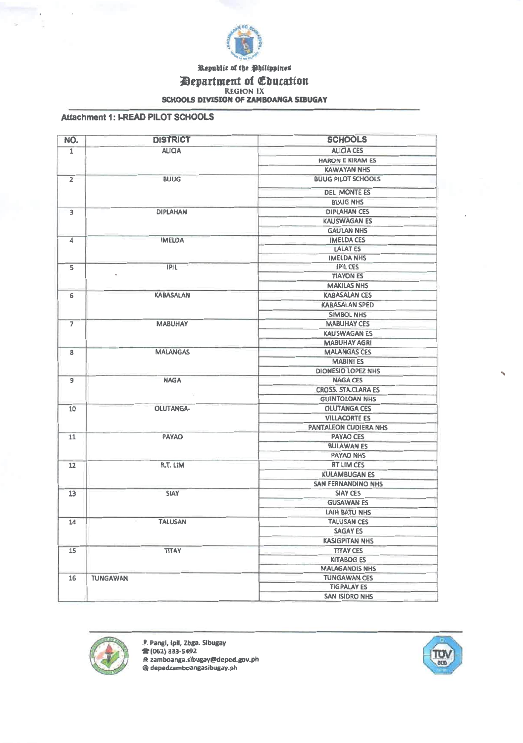Republic of the Philippines
Department of Education
REGION IX
SCHOOLS DIVISION OF ZAMBOANGA SIBUGAY

**Attachment 1: I-READ PILOT SCHOOLS**

| NO. | DISTRICT | SCHOOLS |
|---|---|---|
| 1 | ALICIA | ALICIA CES |
| | | HARON E KIRAM ES |
| | | KAWAYAN NHS |
| 2 | BUUG | BUUG PILOT SCHOOLS |
| | | DEL MONTE ES |
| | | BUUG NHS |
| 3 | DIPLAHAN | DIPLAHAN CES |
| | | KAUSWAGAN ES |
| | | GAULAN NHS |
| 4 | IMELDA | IMELDA CES |
| | | LALAT ES |
| | | IMELDA NHS |
| 5 | IPIL | IPIL CES |
| | | TIAYON ES |
| | | MAKILAS NHS |
| 6 | KABASALAN | KABASALAN CES |
| | | KABASALAN SPED |
| | | SIMBOL NHS |
| 7 | MABUHAY | MABUHAY CES |
| | | KAUSWAGAN ES |
| | | MABUHAY AGRI |
| 8 | MALANGAS | MALANGAS CES |
| | | MABINI ES |
| | | DIONESIO LOPEZ NHS |
| 9 | NAGA | NAGA CES |
| | | CROSS. STA.CLARA ES |
| | | GUINTOLOAN NHS |
| 10 | OLUTANGA- | OLUTANGA CES |
| | | VILLACORTE ES |
| | | PANTALEON CUDIERA NHS |
| 11 | PAYAO | PAYAO CES |
| | | BULAWAN ES |
| | | PAYAO NHS |
| 12 | R.T. LIM | RT LIM CES |
| | | KULAMBUGAN ES |
| | | SAN FERNANDINO NHS |
| 13 | SIAY | SIAY CES |
| | | GUSAWAN ES |
| | | LAIH BATU NHS |
| 14 | TALUSAN | TALUSAN CES |
| | | SAGAY ES |
| | | KASIGPITAN NHS |
| 15 | TITAY | TITAY CES |
| | | KITABOG ES |
| | | MALAGANDIS NHS |
| 16 | TUNGAWAN | TUNGAWAN CES |
| | | TIGPALAY ES |
| | | SAN ISIDRO NHS |

Pangi, Ipil, Zbga. Sibugay
(062) 333-5492
zamboanga.sibugay@deped.gov.ph
depedzamboangasibugay.ph